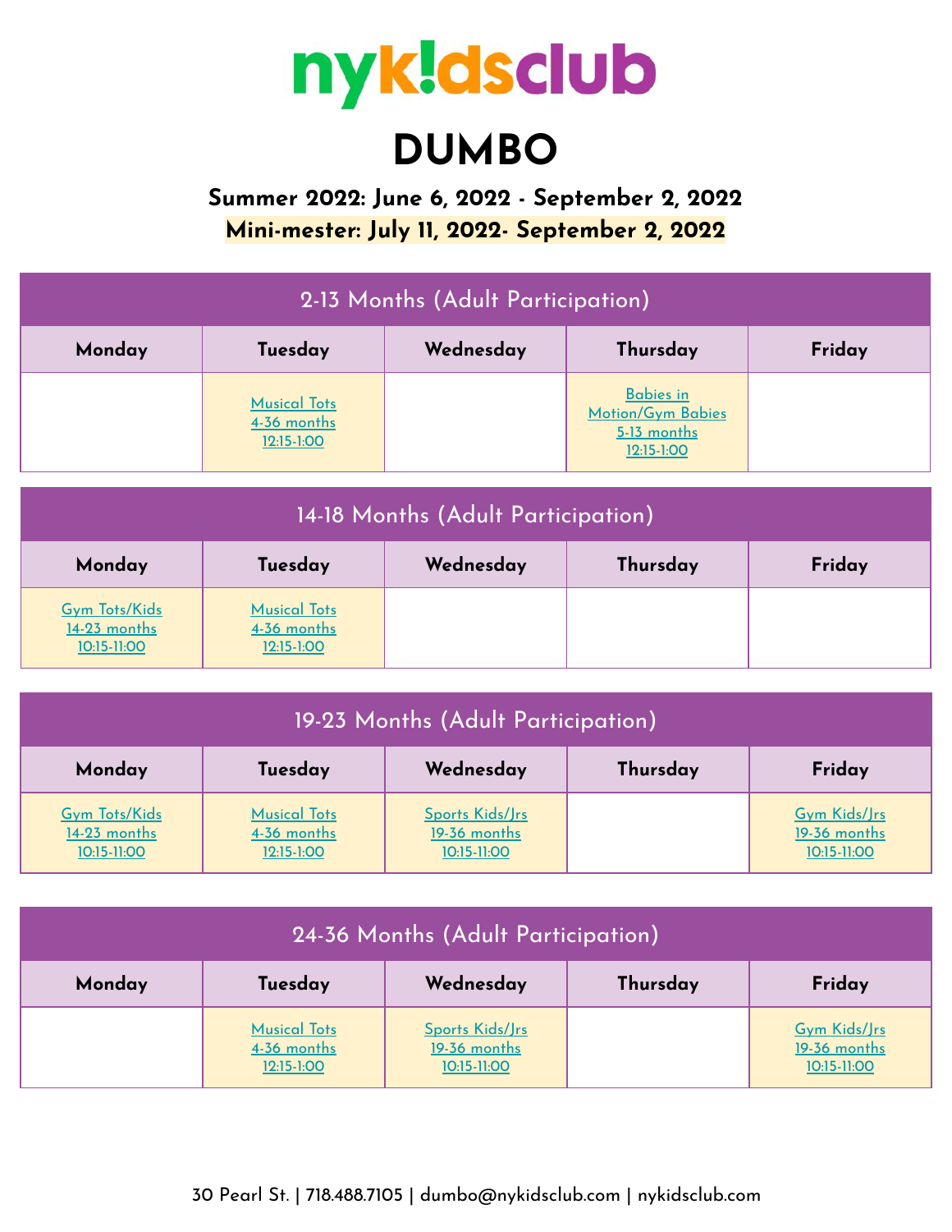# nyk!dsclub

# DUMBO

**Summer 2022: June 6, 2022 - September 2, 2022**

**Mini-mester: July 11, 2022- September 2, 2022**

| 2-13 Months (Adult Participation) | | | | |
|---|---|---|---|---|
| **Monday** | **Tuesday** | **Wednesday** | **Thursday** | **Friday** |
| | Musical Tots 4-36 months 12:15-1:00 | | Babies in Motion/Gym Babies 5-13 months 12:15-1:00 | |

| 14-18 Months (Adult Participation) | | | | |
|---|---|---|---|---|
| **Monday** | **Tuesday** | **Wednesday** | **Thursday** | **Friday** |
| Gym Tots/Kids 14-23 months 10:15-11:00 | Musical Tots 4-36 months 12:15-1:00 | | | |

| 19-23 Months (Adult Participation) | | | | |
|---|---|---|---|---|
| **Monday** | **Tuesday** | **Wednesday** | **Thursday** | **Friday** |
| Gym Tots/Kids 14-23 months 10:15-11:00 | Musical Tots 4-36 months 12:15-1:00 | Sports Kids/Jrs 19-36 months 10:15-11:00 | | Gym Kids/Jrs 19-36 months 10:15-11:00 |

| 24-36 Months (Adult Participation) | | | | |
|---|---|---|---|---|
| **Monday** | **Tuesday** | **Wednesday** | **Thursday** | **Friday** |
| | Musical Tots 4-36 months 12:15-1:00 | Sports Kids/Jrs 19-36 months 10:15-11:00 | | Gym Kids/Jrs 19-36 months 10:15-11:00 |

30 Pearl St. | 718.488.7105 | dumbo@nykidsclub.com | nykidsclub.com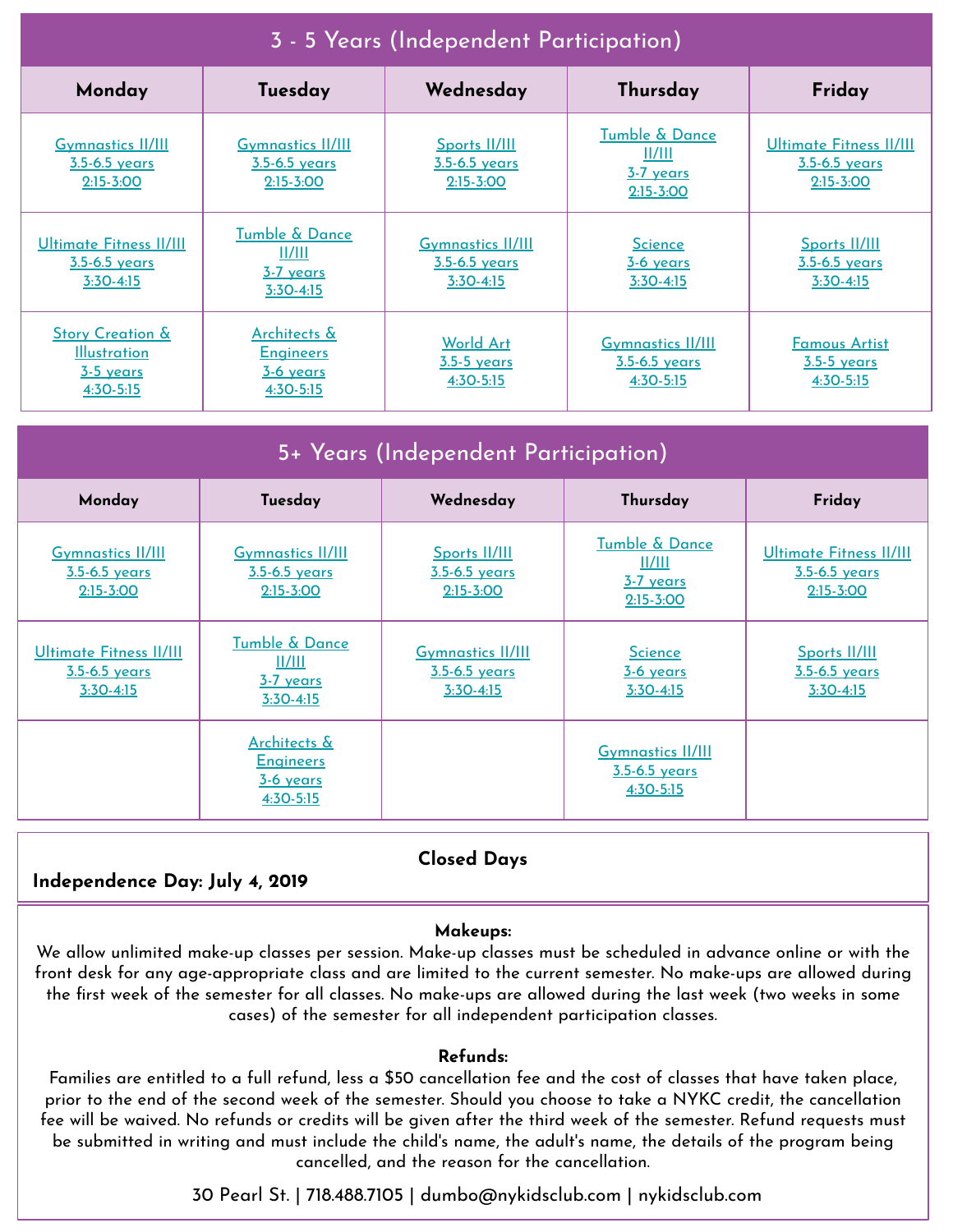## 3 - 5 Years (Independent Participation)

| Monday | Tuesday | Wednesday | Thursday | Friday |
|---|---|---|---|---|
| Gymnastics II/III<br>3.5-6.5 years<br>2:15-3:00 | Gymnastics II/III<br>3.5-6.5 years<br>2:15-3:00 | Sports II/III<br>3.5-6.5 years<br>2:15-3:00 | Tumble & Dance II/III<br>3-7 years<br>2:15-3:00 | Ultimate Fitness II/III<br>3.5-6.5 years<br>2:15-3:00 |
| Ultimate Fitness II/III<br>3.5-6.5 years<br>3:30-4:15 | Tumble & Dance II/III<br>3-7 years<br>3:30-4:15 | Gymnastics II/III<br>3.5-6.5 years<br>3:30-4:15 | Science<br>3-6 years<br>3:30-4:15 | Sports II/III<br>3.5-6.5 years<br>3:30-4:15 |
| Story Creation & Illustration<br>3-5 years<br>4:30-5:15 | Architects & Engineers<br>3-6 years<br>4:30-5:15 | World Art<br>3.5-5 years<br>4:30-5:15 | Gymnastics II/III<br>3.5-6.5 years<br>4:30-5:15 | Famous Artist<br>3.5-5 years<br>4:30-5:15 |

## 5+ Years (Independent Participation)

| Monday | Tuesday | Wednesday | Thursday | Friday |
|---|---|---|---|---|
| Gymnastics II/III<br>3.5-6.5 years<br>2:15-3:00 | Gymnastics II/III<br>3.5-6.5 years<br>2:15-3:00 | Sports II/III<br>3.5-6.5 years<br>2:15-3:00 | Tumble & Dance II/III<br>3-7 years<br>2:15-3:00 | Ultimate Fitness II/III<br>3.5-6.5 years<br>2:15-3:00 |
| Ultimate Fitness II/III<br>3.5-6.5 years<br>3:30-4:15 | Tumble & Dance II/III<br>3-7 years<br>3:30-4:15 | Gymnastics II/III<br>3.5-6.5 years<br>3:30-4:15 | Science<br>3-6 years<br>3:30-4:15 | Sports II/III<br>3.5-6.5 years<br>3:30-4:15 |
| | Architects & Engineers<br>3-6 years<br>4:30-5:15 | | Gymnastics II/III<br>3.5-6.5 years<br>4:30-5:15 | |

### Closed Days

**Independence Day: July 4, 2019**

### Makeups:

We allow unlimited make-up classes per session. Make-up classes must be scheduled in advance online or with the front desk for any age-appropriate class and are limited to the current semester. No make-ups are allowed during the first week of the semester for all classes. No make-ups are allowed during the last week (two weeks in some cases) of the semester for all independent participation classes.

### Refunds:

Families are entitled to a full refund, less a $50 cancellation fee and the cost of classes that have taken place, prior to the end of the second week of the semester. Should you choose to take a NYKC credit, the cancellation fee will be waived. No refunds or credits will be given after the third week of the semester. Refund requests must be submitted in writing and must include the child's name, the adult's name, the details of the program being cancelled, and the reason for the cancellation.

30 Pearl St. | 718.488.7105 | dumbo@nykidsclub.com | nykidsclub.com